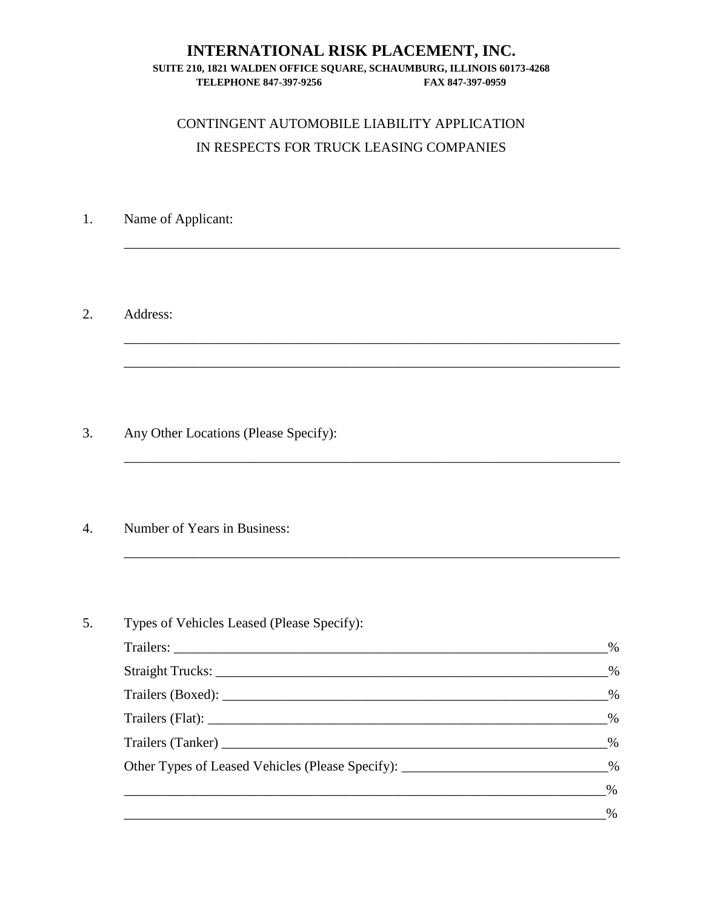# INTERNATIONAL RISK PLACEMENT, INC.

**SUITE 210, 1821 WALDEN OFFICE SQUARE, SCHAUMBURG, ILLINOIS 60173-4268**
**TELEPHONE 847-397-9256 FAX 847-397-0959**

CONTINGENT AUTOMOBILE LIABILITY APPLICATION
IN RESPECTS FOR TRUCK LEASING COMPANIES

1. Name of Applicant:

 ___________________________________________________________________________

2. Address:

 ___________________________________________________________________________

 ___________________________________________________________________________

3. Any Other Locations (Please Specify):

 ___________________________________________________________________________

4. Number of Years in Business:

 ___________________________________________________________________________

5. Types of Vehicles Leased (Please Specify):

 Trailers: ______________________________________________________________%

 Straight Trucks: ________________________________________________________%

 Trailers (Boxed): _______________________________________________________%

 Trailers (Flat): _________________________________________________________%

 Trailers (Tanker) _______________________________________________________%

 Other Types of Leased Vehicles (Please Specify): ____________________________%

 ________________________________________________________________________%

 ________________________________________________________________________%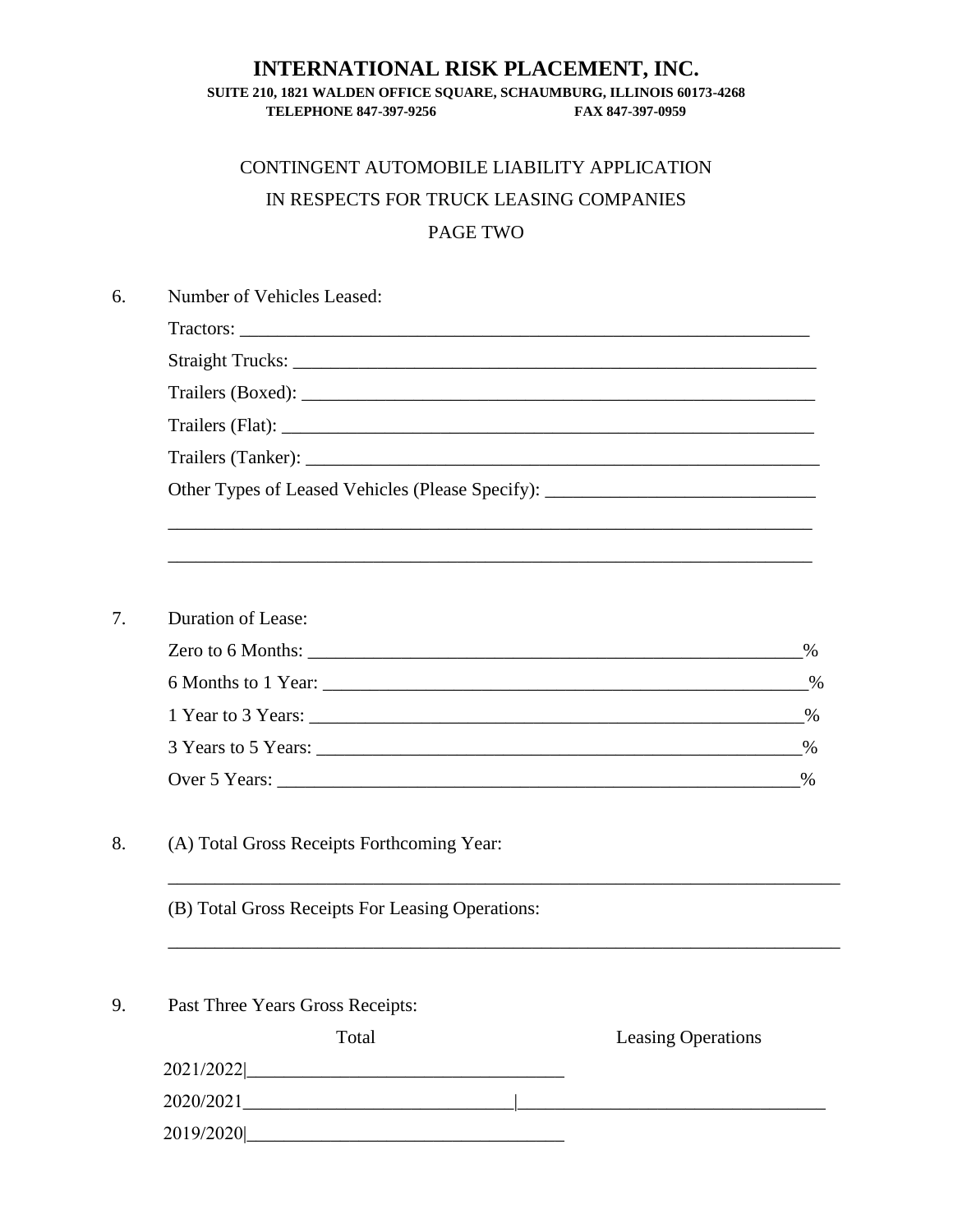# INTERNATIONAL RISK PLACEMENT, INC.

**SUITE 210, 1821 WALDEN OFFICE SQUARE, SCHAUMBURG, ILLINOIS 60173-4268**
**TELEPHONE 847-397-9256 FAX 847-397-0959**

CONTINGENT AUTOMOBILE LIABILITY APPLICATION

IN RESPECTS FOR TRUCK LEASING COMPANIES

PAGE TWO

6. Number of Vehicles Leased:

   Tractors: ________________________________________________________________

   Straight Trucks: ___________________________________________________________

   Trailers (Boxed): __________________________________________________________

   Trailers (Flat): ____________________________________________________________

   Trailers (Tanker): _________________________________________________________

   Other Types of Leased Vehicles (Please Specify): _____________________________

   ________________________________________________________________________

   ________________________________________________________________________

7. Duration of Lease:

   Zero to 6 Months: _______________________________________________________%

   6 Months to 1 Year: _____________________________________________________%

   1 Year to 3 Years: _______________________________________________________%

   3 Years to 5 Years: ______________________________________________________%

   Over 5 Years: ___________________________________________________________%

8. (A) Total Gross Receipts Forthcoming Year:

   ________________________________________________________________________

   (B) Total Gross Receipts For Leasing Operations:

   ________________________________________________________________________

9. Past Three Years Gross Receipts:

| | Total | Leasing Operations |
|---|---|---|
| 2021/2022 | | |
| 2020/2021 | | |
| 2019/2020 | | |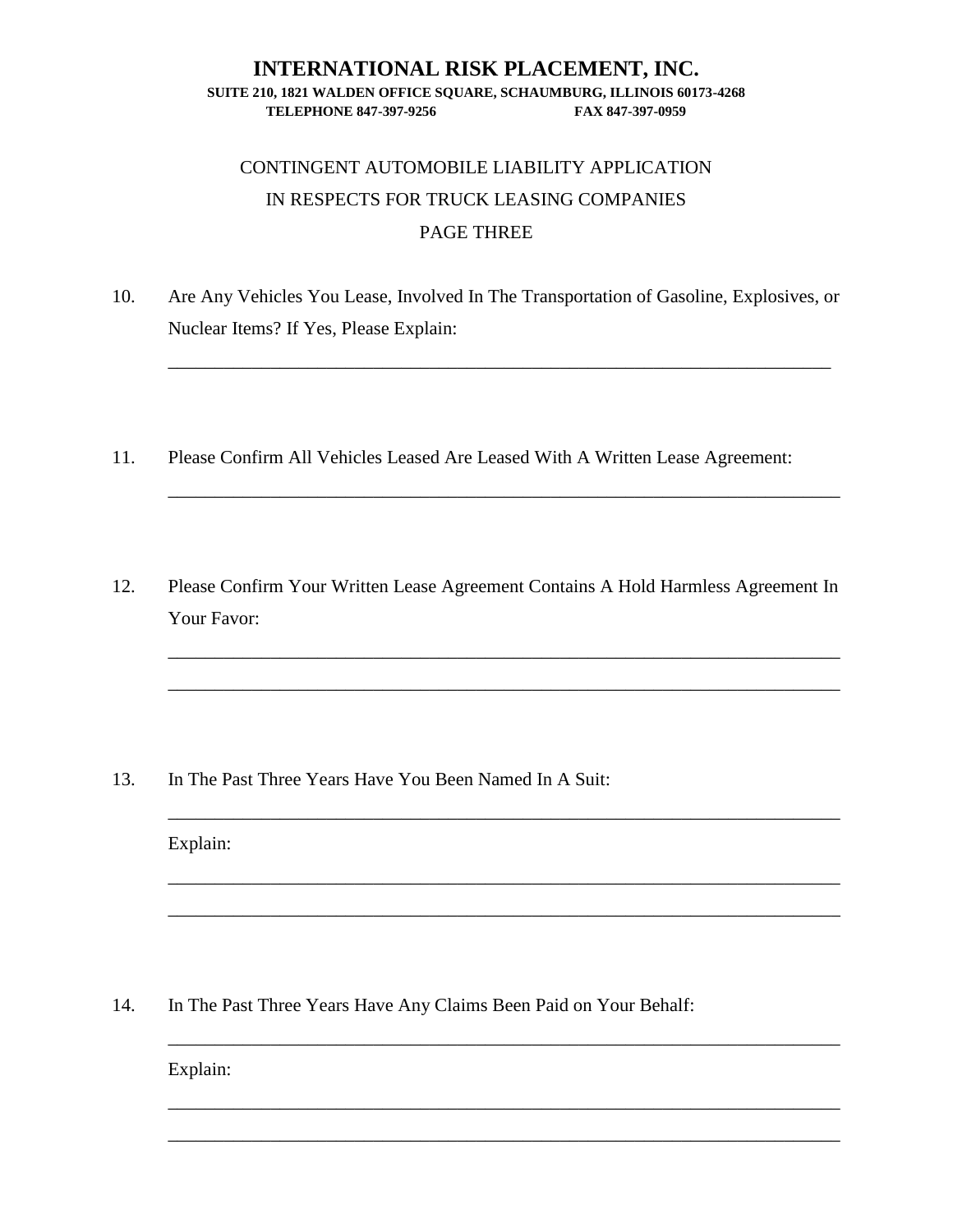# INTERNATIONAL RISK PLACEMENT, INC.

**SUITE 210, 1821 WALDEN OFFICE SQUARE, SCHAUMBURG, ILLINOIS 60173-4268**
**TELEPHONE 847-397-9256 FAX 847-397-0959**

CONTINGENT AUTOMOBILE LIABILITY APPLICATION
IN RESPECTS FOR TRUCK LEASING COMPANIES
PAGE THREE

10. Are Any Vehicles You Lease, Involved In The Transportation of Gasoline, Explosives, or Nuclear Items? If Yes, Please Explain:

 ___________________________________________________________________________

11. Please Confirm All Vehicles Leased Are Leased With A Written Lease Agreement:

 ___________________________________________________________________________

12. Please Confirm Your Written Lease Agreement Contains A Hold Harmless Agreement In Your Favor:

 ___________________________________________________________________________

 ___________________________________________________________________________

13. In The Past Three Years Have You Been Named In A Suit:

 ___________________________________________________________________________

 Explain:

 ___________________________________________________________________________

 ___________________________________________________________________________

14. In The Past Three Years Have Any Claims Been Paid on Your Behalf:

 ___________________________________________________________________________

 Explain:

 ___________________________________________________________________________

 ___________________________________________________________________________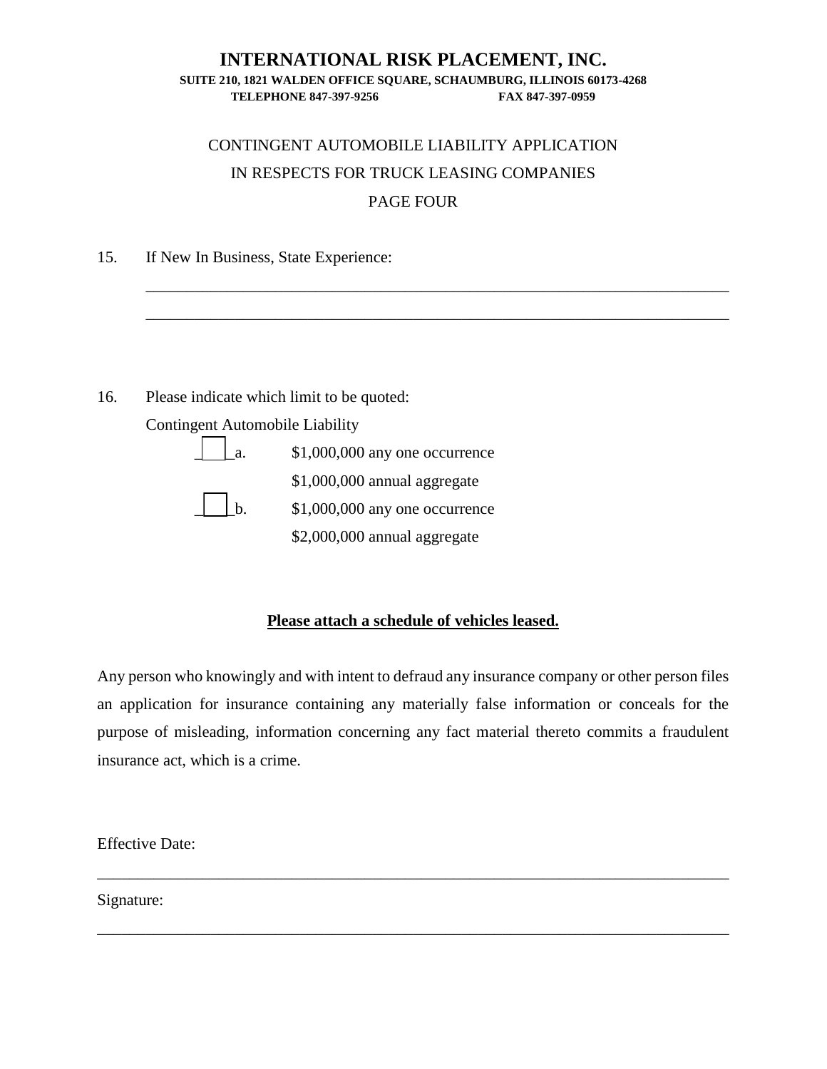# INTERNATIONAL RISK PLACEMENT, INC.

**SUITE 210, 1821 WALDEN OFFICE SQUARE, SCHAUMBURG, ILLINOIS 60173-4268**
**TELEPHONE 847-397-9256 FAX 847-397-0959**

CONTINGENT AUTOMOBILE LIABILITY APPLICATION
IN RESPECTS FOR TRUCK LEASING COMPANIES
PAGE FOUR

15. If New In Business, State Experience:

_______________________________________________________________________________

_______________________________________________________________________________

16. Please indicate which limit to be quoted:

Contingent Automobile Liability

☐ a. $1,000,000 any one occurrence
$1,000,000 annual aggregate

☐ b. $1,000,000 any one occurrence
$2,000,000 annual aggregate

**Please attach a schedule of vehicles leased.**

Any person who knowingly and with intent to defraud any insurance company or other person files an application for insurance containing any materially false information or conceals for the purpose of misleading, information concerning any fact material thereto commits a fraudulent insurance act, which is a crime.

Effective Date:

_______________________________________________________________________________

Signature:

_______________________________________________________________________________